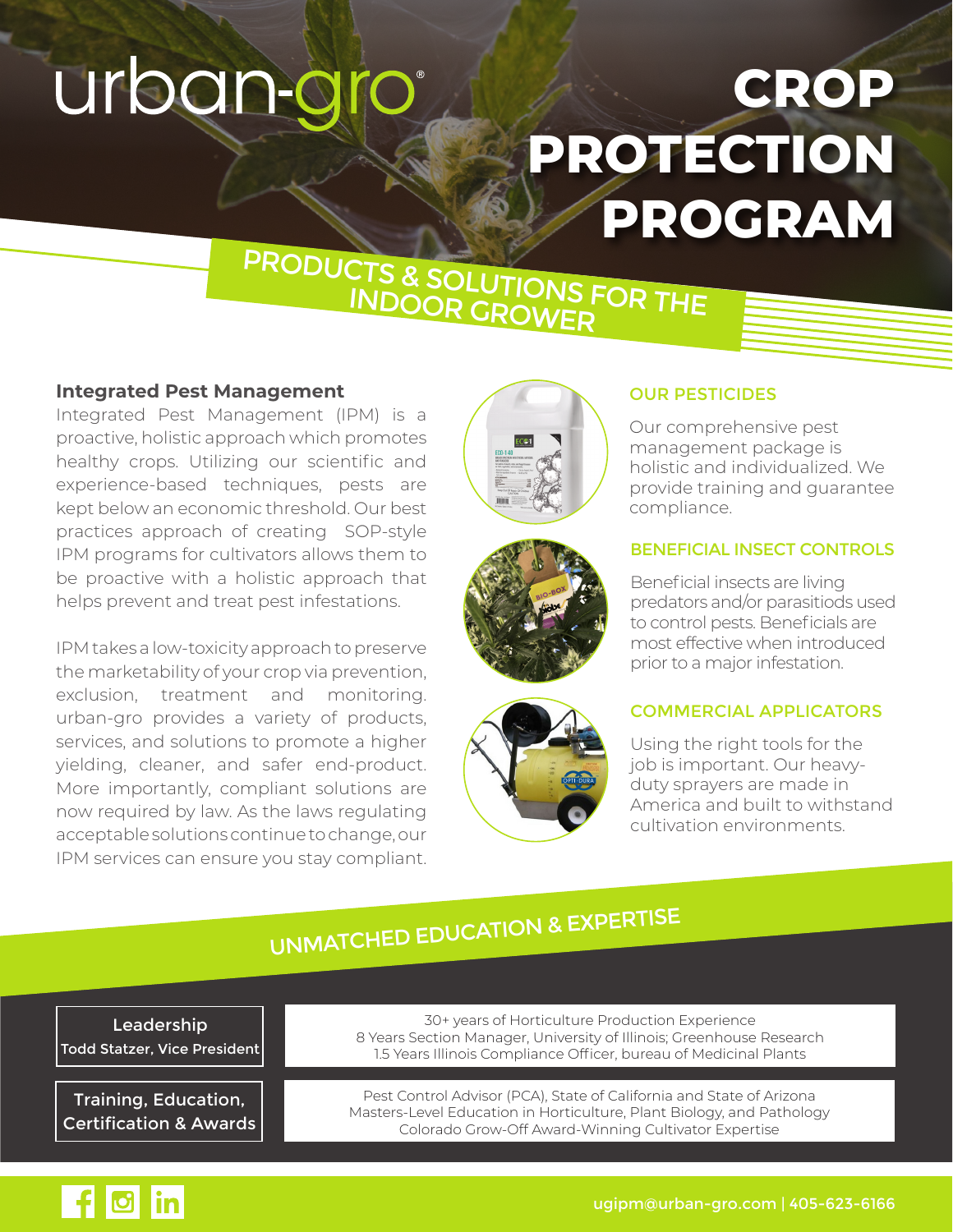urban-gro®

# CROP PROTECTION PROGRAM

## PRODUCTS & SOLUTIONS FOR THE INDOOR GROWER

### Integrated Pest Management

Integrated Pest Management (IPM) is a proactive, holistic approach which promotes healthy crops. Utilizing our scientific and experience-based techniques, pests are kept below an economic threshold. Our best practices approach of creating SOP-style IPM programs for cultivators allows them to be proactive with a holistic approach that helps prevent and treat pest infestations.

IPM takes a low-toxicity approach to preserve the marketability of your crop via prevention, exclusion, treatment and monitoring. urban-gro provides a variety of products, services, and solutions to promote a higher yielding, cleaner, and safer end-product. More importantly, compliant solutions are now required by law. As the laws regulating acceptable solutions continue to change, our IPM services can ensure you stay compliant.

### OUR PESTICIDES

Our comprehensive pest management package is holistic and individualized. We provide training and guarantee compliance.

### BENEFICIAL INSECT CONTROLS

Beneficial insects are living predators and/or parasitiods used to control pests. Beneficials are most effective when introduced prior to a major infestation.

### COMMERCIAL APPLICATORS

Using the right tools for the job is important. Our heavy-duty sprayers are made in America and built to withstand cultivation environments.

## UNMATCHED EDUCATION & EXPERTISE

| | |
|---|---|
| **Leadership**<br>Todd Statzer, Vice President | 30+ years of Horticulture Production Experience<br>8 Years Section Manager, University of Illinois; Greenhouse Research<br>1.5 Years Illinois Compliance Officer, bureau of Medicinal Plants |
| **Training, Education, Certification & Awards** | Pest Control Advisor (PCA), State of California and State of Arizona<br>Masters-Level Education in Horticulture, Plant Biology, and Pathology<br>Colorado Grow-Off Award-Winning Cultivator Expertise |

ugipm@urban-gro.com | 405-623-6166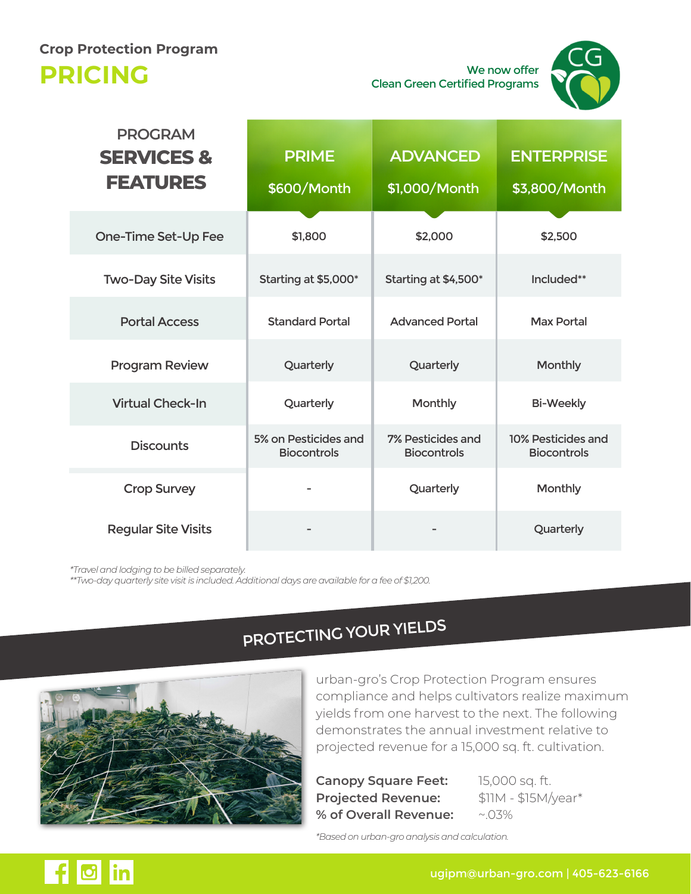Crop Protection Program

# PRICING

We now offer
Clean Green Certified Programs

| PROGRAM SERVICES & FEATURES | PRIME $600/Month | ADVANCED $1,000/Month | ENTERPRISE $3,800/Month |
|---|---|---|---|
| One-Time Set-Up Fee | $1,800 | $2,000 | $2,500 |
| Two-Day Site Visits | Starting at $5,000* | Starting at $4,500* | Included** |
| Portal Access | Standard Portal | Advanced Portal | Max Portal |
| Program Review | Quarterly | Quarterly | Monthly |
| Virtual Check-In | Quarterly | Monthly | Bi-Weekly |
| Discounts | 5% on Pesticides and Biocontrols | 7% Pesticides and Biocontrols | 10% Pesticides and Biocontrols |
| Crop Survey | - | Quarterly | Monthly |
| Regular Site Visits | - | - | Quarterly |

*\*Travel and lodging to be billed separately.*
*\*\*Two-day quarterly site visit is included. Additional days are available for a fee of $1,200.*

## PROTECTING YOUR YIELDS

urban-gro's Crop Protection Program ensures compliance and helps cultivators realize maximum yields from one harvest to the next. The following demonstrates the annual investment relative to projected revenue for a 15,000 sq. ft. cultivation.

**Canopy Square Feet:** 15,000 sq. ft.
**Projected Revenue:** $11M - $15M/year*
**% of Overall Revenue:** ~.03%

*\*Based on urban-gro analysis and calculation.*

ugipm@urban-gro.com | 405-623-6166